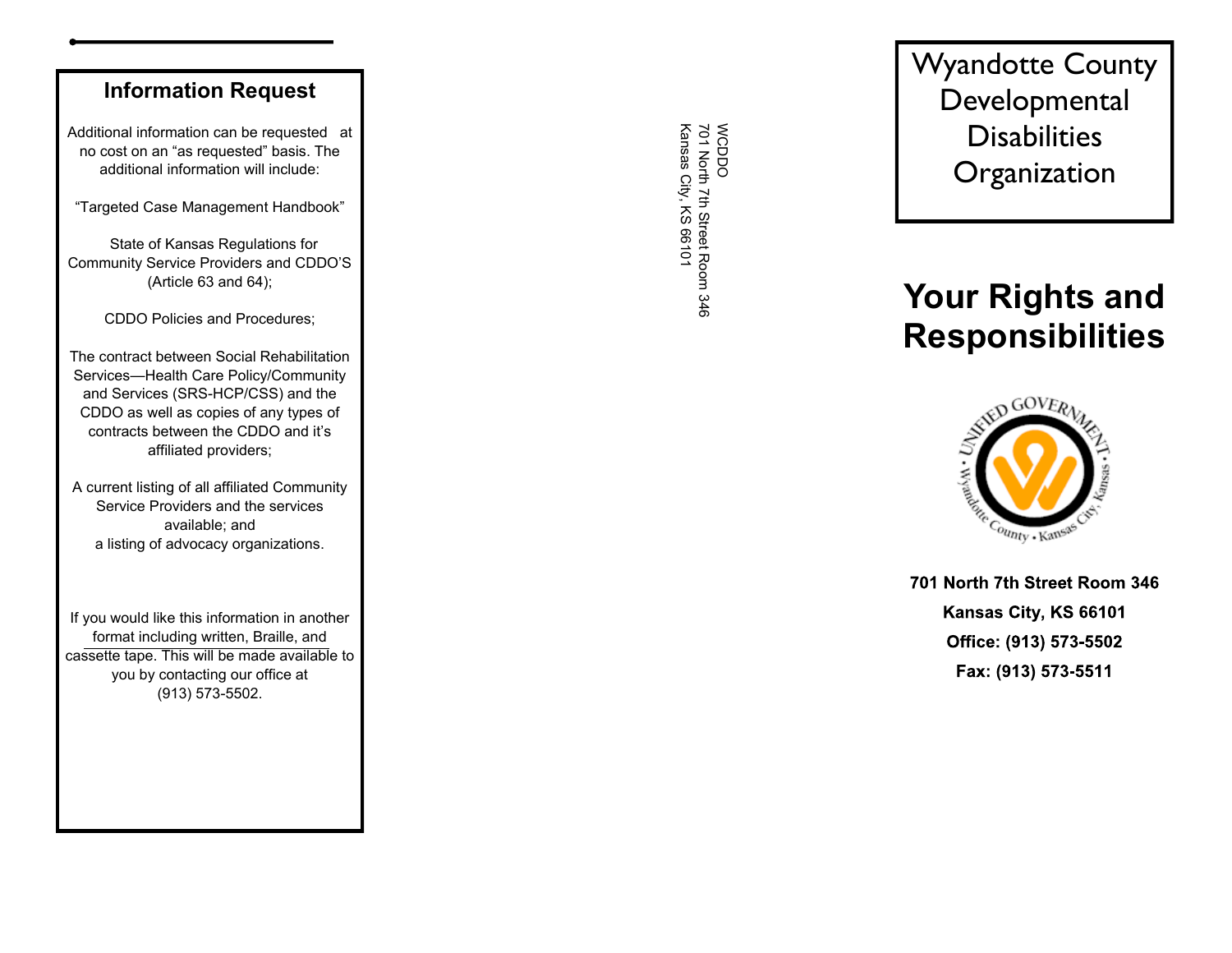## Information Request

Additional information can be requested at no cost on an "as requested" basis. The additional information will include:

"Targeted Case Management Handbook"

State of Kansas Regulations for Community Service Providers and CDDO'S (Article 63 and 64);

CDDO Policies and Procedures;

The contract between Social Rehabilitation Services—Health Care Policy/Community and Services (SRS-HCP/CSS) and the CDDO as well as copies of any types of contracts between the CDDO and it's affiliated providers;

A current listing of all affiliated Community Service Providers and the services available; and
a listing of advocacy organizations.

If you would like this information in another format including written, Braille, and cassette tape. This will be made available to you by contacting our office at (913) 573-5502.

WCDDO
701 North 7th Street Room 346
Kansas City, KS 66101

# Wyandotte County Developmental Disabilities Organization

# Your Rights and Responsibilities

**701 North 7th Street Room 346**

**Kansas City, KS 66101**

**Office: (913) 573-5502**

**Fax: (913) 573-5511**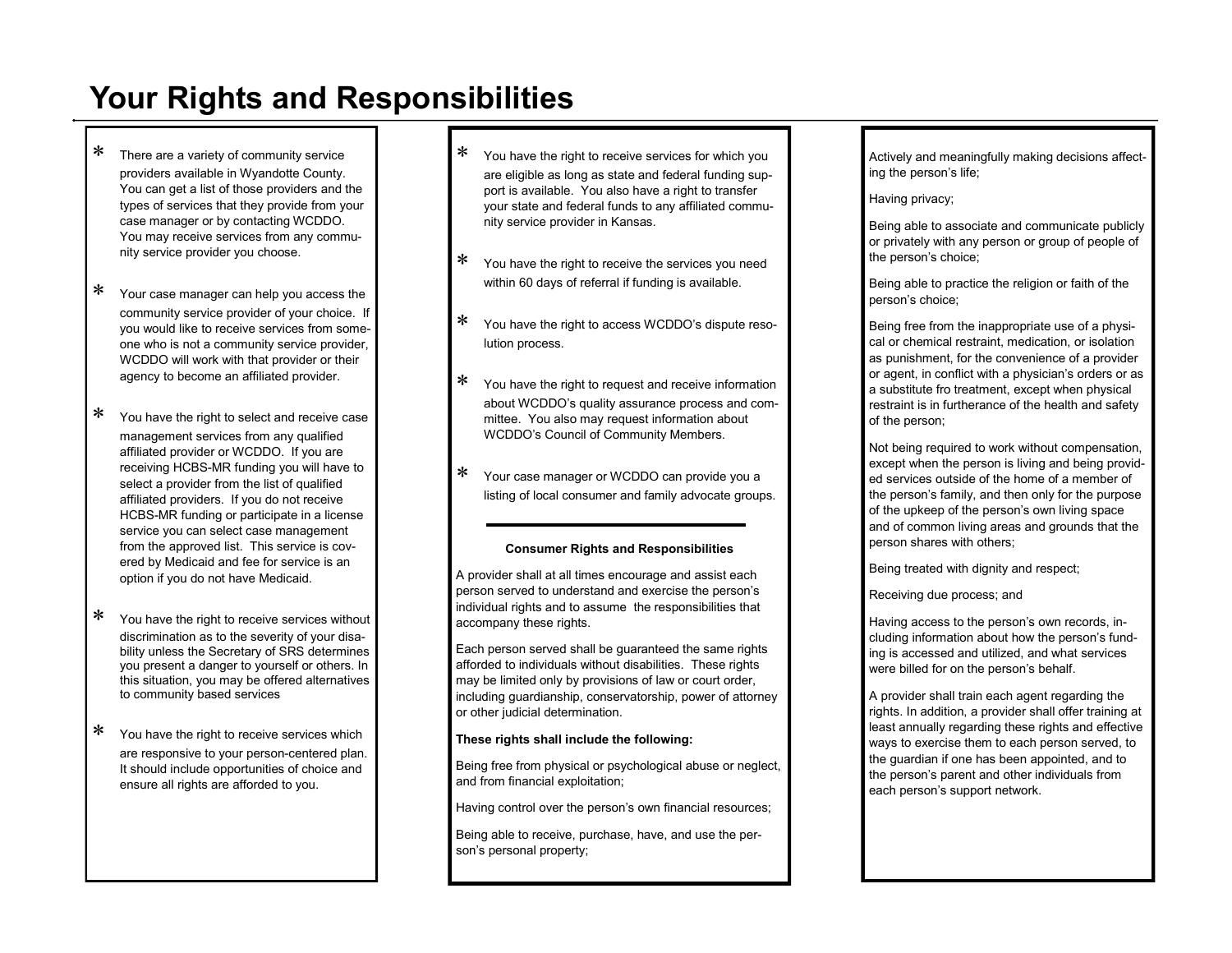# Your Rights and Responsibilities

* There are a variety of community service providers available in Wyandotte County. You can get a list of those providers and the types of services that they provide from your case manager or by contacting WCDDO. You may receive services from any community service provider you choose.

* Your case manager can help you access the community service provider of your choice. If you would like to receive services from someone who is not a community service provider, WCDDO will work with that provider or their agency to become an affiliated provider.

* You have the right to select and receive case management services from any qualified affiliated provider or WCDDO. If you are receiving HCBS-MR funding you will have to select a provider from the list of qualified affiliated providers. If you do not receive HCBS-MR funding or participate in a license service you can select case management from the approved list. This service is covered by Medicaid and fee for service is an option if you do not have Medicaid.

* You have the right to receive services without discrimination as to the severity of your disability unless the Secretary of SRS determines you present a danger to yourself or others. In this situation, you may be offered alternatives to community based services

* You have the right to receive services which are responsive to your person-centered plan. It should include opportunities of choice and ensure all rights are afforded to you.

* You have the right to receive services for which you are eligible as long as state and federal funding support is available. You also have a right to transfer your state and federal funds to any affiliated community service provider in Kansas.

* You have the right to receive the services you need within 60 days of referral if funding is available.

* You have the right to access WCDDO's dispute resolution process.

* You have the right to request and receive information about WCDDO's quality assurance process and committee. You also may request information about WCDDO's Council of Community Members.

* Your case manager or WCDDO can provide you a listing of local consumer and family advocate groups.

**Consumer Rights and Responsibilities**

A provider shall at all times encourage and assist each person served to understand and exercise the person's individual rights and to assume the responsibilities that accompany these rights.

Each person served shall be guaranteed the same rights afforded to individuals without disabilities. These rights may be limited only by provisions of law or court order, including guardianship, conservatorship, power of attorney or other judicial determination.

**These rights shall include the following:**

Being free from physical or psychological abuse or neglect, and from financial exploitation;

Having control over the person's own financial resources;

Being able to receive, purchase, have, and use the person's personal property;

Actively and meaningfully making decisions affecting the person's life;

Having privacy;

Being able to associate and communicate publicly or privately with any person or group of people of the person's choice;

Being able to practice the religion or faith of the person's choice;

Being free from the inappropriate use of a physical or chemical restraint, medication, or isolation as punishment, for the convenience of a provider or agent, in conflict with a physician's orders or as a substitute fro treatment, except when physical restraint is in furtherance of the health and safety of the person;

Not being required to work without compensation, except when the person is living and being provided services outside of the home of a member of the person's family, and then only for the purpose of the upkeep of the person's own living space and of common living areas and grounds that the person shares with others;

Being treated with dignity and respect;

Receiving due process; and

Having access to the person's own records, including information about how the person's funding is accessed and utilized, and what services were billed for on the person's behalf.

A provider shall train each agent regarding the rights. In addition, a provider shall offer training at least annually regarding these rights and effective ways to exercise them to each person served, to the guardian if one has been appointed, and to the person's parent and other individuals from each person's support network.